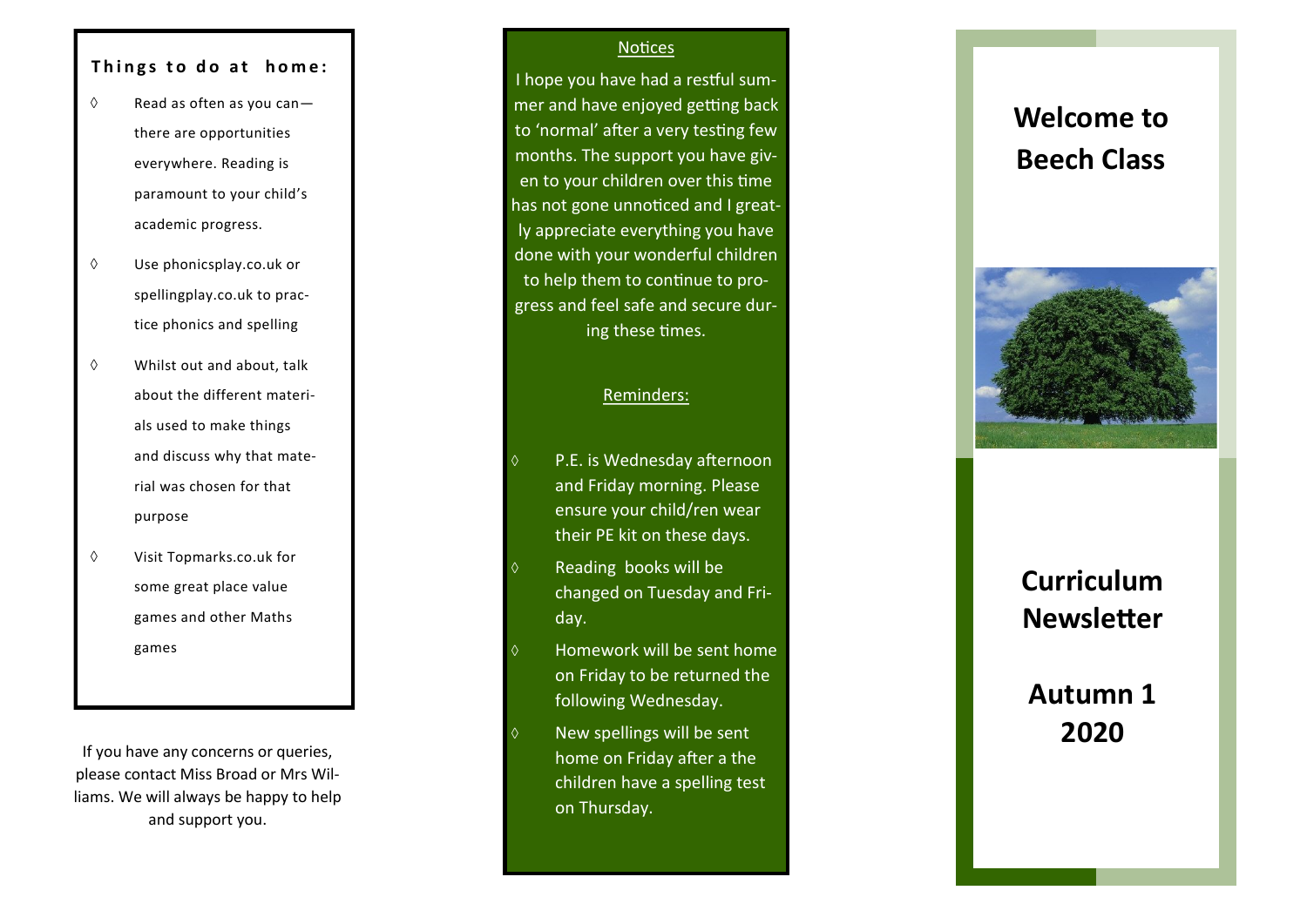# Welcome to Beech Class

# Curriculum Newsletter

# Autumn 1 2020

## Notices

I hope you have had a restful summer and have enjoyed getting back to 'normal' after a very testing few months. The support you have given to your children over this time has not gone unnoticed and I greatly appreciate everything you have done with your wonderful children to help them to continue to progress and feel safe and secure during these times.

## Reminders:

- P.E. is Wednesday afternoon and Friday morning. Please ensure your child/ren wear their PE kit on these days.
- Reading books will be changed on Tuesday and Friday.
- Homework will be sent home on Friday to be returned the following Wednesday.
- New spellings will be sent home on Friday after a the children have a spelling test on Thursday.

## Things to do at home:

- Read as often as you can—there are opportunities everywhere. Reading is paramount to your child's academic progress.
- Use phonicsplay.co.uk or spellingplay.co.uk to practice phonics and spelling
- Whilst out and about, talk about the different materials used to make things and discuss why that material was chosen for that purpose
- Visit Topmarks.co.uk for some great place value games and other Maths games

If you have any concerns or queries, please contact Miss Broad or Mrs Williams. We will always be happy to help and support you.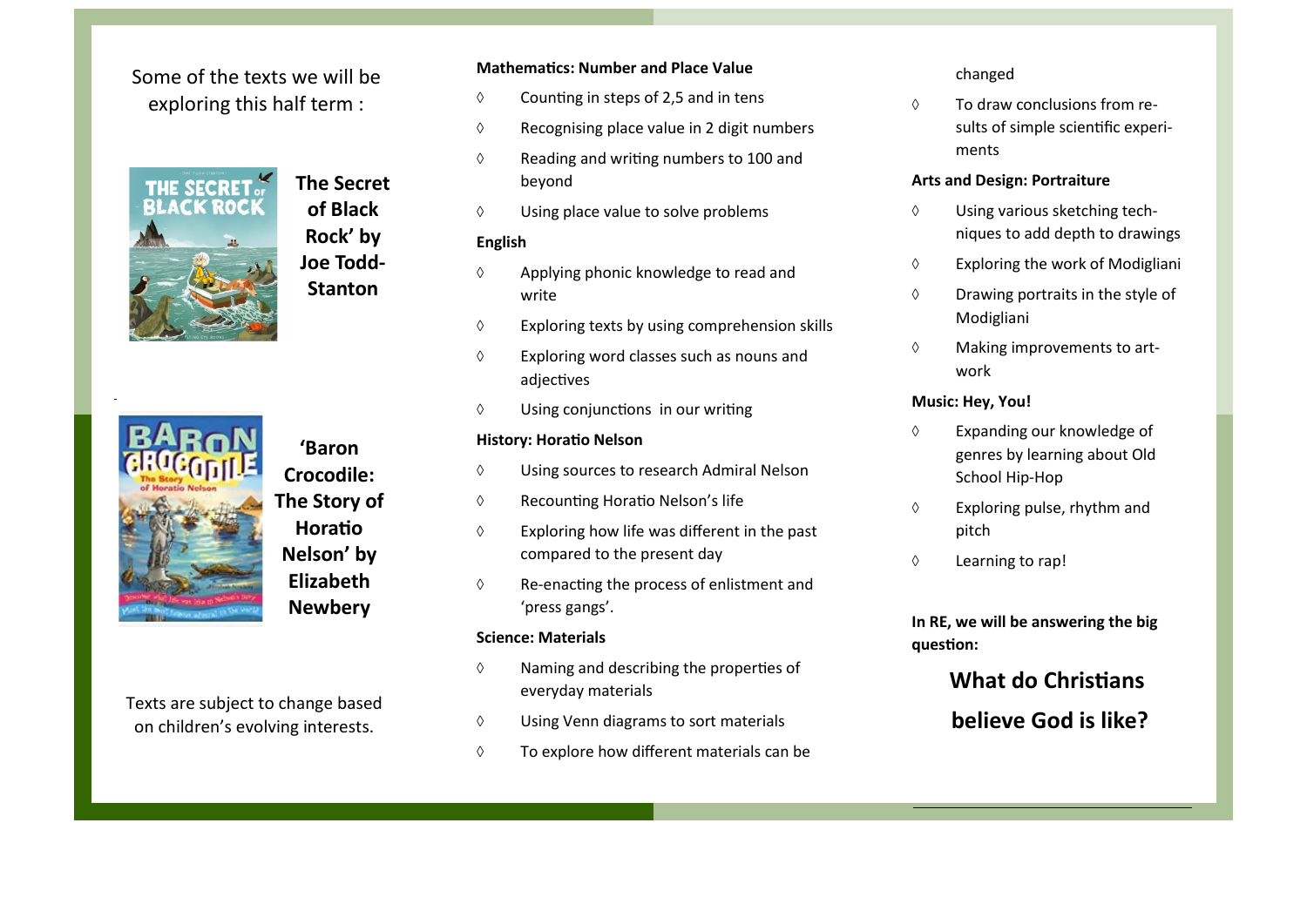Some of the texts we will be exploring this half term :

**The Secret of Black Rock' by Joe Todd-Stanton**

**'Baron Crocodile: The Story of Horatio Nelson' by Elizabeth Newbery**

Texts are subject to change based on children's evolving interests.

**Mathematics: Number and Place Value**

- Counting in steps of 2,5 and in tens
- Recognising place value in 2 digit numbers
- Reading and writing numbers to 100 and beyond
- Using place value to solve problems

**English**

- Applying phonic knowledge to read and write
- Exploring texts by using comprehension skills
- Exploring word classes such as nouns and adjectives
- Using conjunctions in our writing

**History: Horatio Nelson**

- Using sources to research Admiral Nelson
- Recounting Horatio Nelson's life
- Exploring how life was different in the past compared to the present day
- Re-enacting the process of enlistment and 'press gangs'.

**Science: Materials**

- Naming and describing the properties of everyday materials
- Using Venn diagrams to sort materials
- To explore how different materials can be changed
- To draw conclusions from results of simple scientific experiments

**Arts and Design: Portraiture**

- Using various sketching techniques to add depth to drawings
- Exploring the work of Modigliani
- Drawing portraits in the style of Modigliani
- Making improvements to artwork

**Music: Hey, You!**

- Expanding our knowledge of genres by learning about Old School Hip-Hop
- Exploring pulse, rhythm and pitch
- Learning to rap!

**In RE, we will be answering the big question:**

**What do Christians believe God is like?**